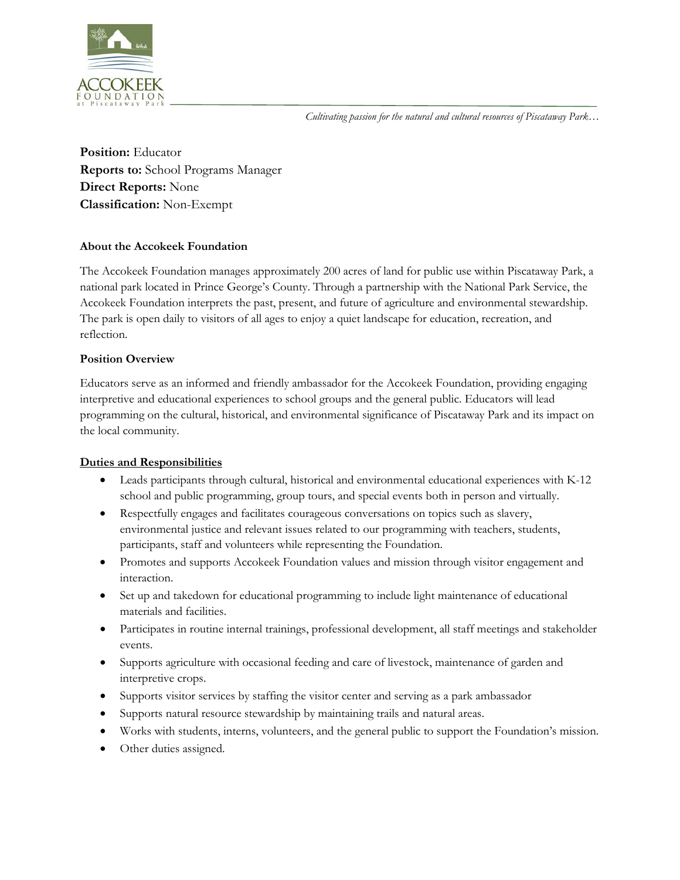*Cultivating passion for the natural and cultural resources of Piscataway Park…*

**Position:** Educator
**Reports to:** School Programs Manager
**Direct Reports:** None
**Classification:** Non-Exempt

**About the Accokeek Foundation**

The Accokeek Foundation manages approximately 200 acres of land for public use within Piscataway Park, a national park located in Prince George's County. Through a partnership with the National Park Service, the Accokeek Foundation interprets the past, present, and future of agriculture and environmental stewardship. The park is open daily to visitors of all ages to enjoy a quiet landscape for education, recreation, and reflection.

**Position Overview**

Educators serve as an informed and friendly ambassador for the Accokeek Foundation, providing engaging interpretive and educational experiences to school groups and the general public. Educators will lead programming on the cultural, historical, and environmental significance of Piscataway Park and its impact on the local community.

**Duties and Responsibilities**

- Leads participants through cultural, historical and environmental educational experiences with K-12 school and public programming, group tours, and special events both in person and virtually.
- Respectfully engages and facilitates courageous conversations on topics such as slavery, environmental justice and relevant issues related to our programming with teachers, students, participants, staff and volunteers while representing the Foundation.
- Promotes and supports Accokeek Foundation values and mission through visitor engagement and interaction.
- Set up and takedown for educational programming to include light maintenance of educational materials and facilities.
- Participates in routine internal trainings, professional development, all staff meetings and stakeholder events.
- Supports agriculture with occasional feeding and care of livestock, maintenance of garden and interpretive crops.
- Supports visitor services by staffing the visitor center and serving as a park ambassador
- Supports natural resource stewardship by maintaining trails and natural areas.
- Works with students, interns, volunteers, and the general public to support the Foundation's mission.
- Other duties assigned.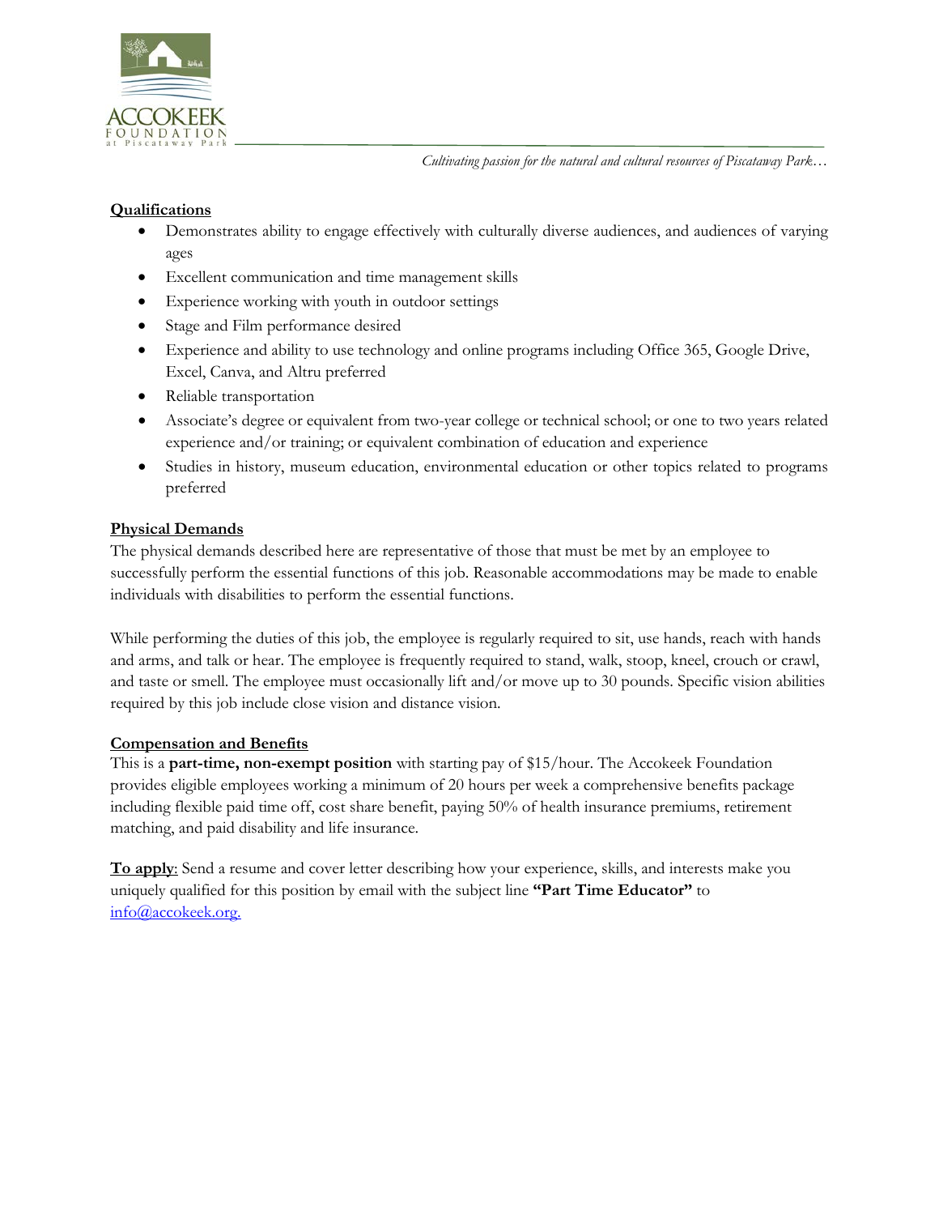**Qualifications**

- Demonstrates ability to engage effectively with culturally diverse audiences, and audiences of varying ages
- Excellent communication and time management skills
- Experience working with youth in outdoor settings
- Stage and Film performance desired
- Experience and ability to use technology and online programs including Office 365, Google Drive, Excel, Canva, and Altru preferred
- Reliable transportation
- Associate's degree or equivalent from two-year college or technical school; or one to two years related experience and/or training; or equivalent combination of education and experience
- Studies in history, museum education, environmental education or other topics related to programs preferred

**Physical Demands**

The physical demands described here are representative of those that must be met by an employee to successfully perform the essential functions of this job. Reasonable accommodations may be made to enable individuals with disabilities to perform the essential functions.

While performing the duties of this job, the employee is regularly required to sit, use hands, reach with hands and arms, and talk or hear. The employee is frequently required to stand, walk, stoop, kneel, crouch or crawl, and taste or smell. The employee must occasionally lift and/or move up to 30 pounds. Specific vision abilities required by this job include close vision and distance vision.

**Compensation and Benefits**

This is a **part-time, non-exempt position** with starting pay of $15/hour. The Accokeek Foundation provides eligible employees working a minimum of 20 hours per week a comprehensive benefits package including flexible paid time off, cost share benefit, paying 50% of health insurance premiums, retirement matching, and paid disability and life insurance.

**To apply**: Send a resume and cover letter describing how your experience, skills, and interests make you uniquely qualified for this position by email with the subject line **"Part Time Educator"** to info@accokeek.org.